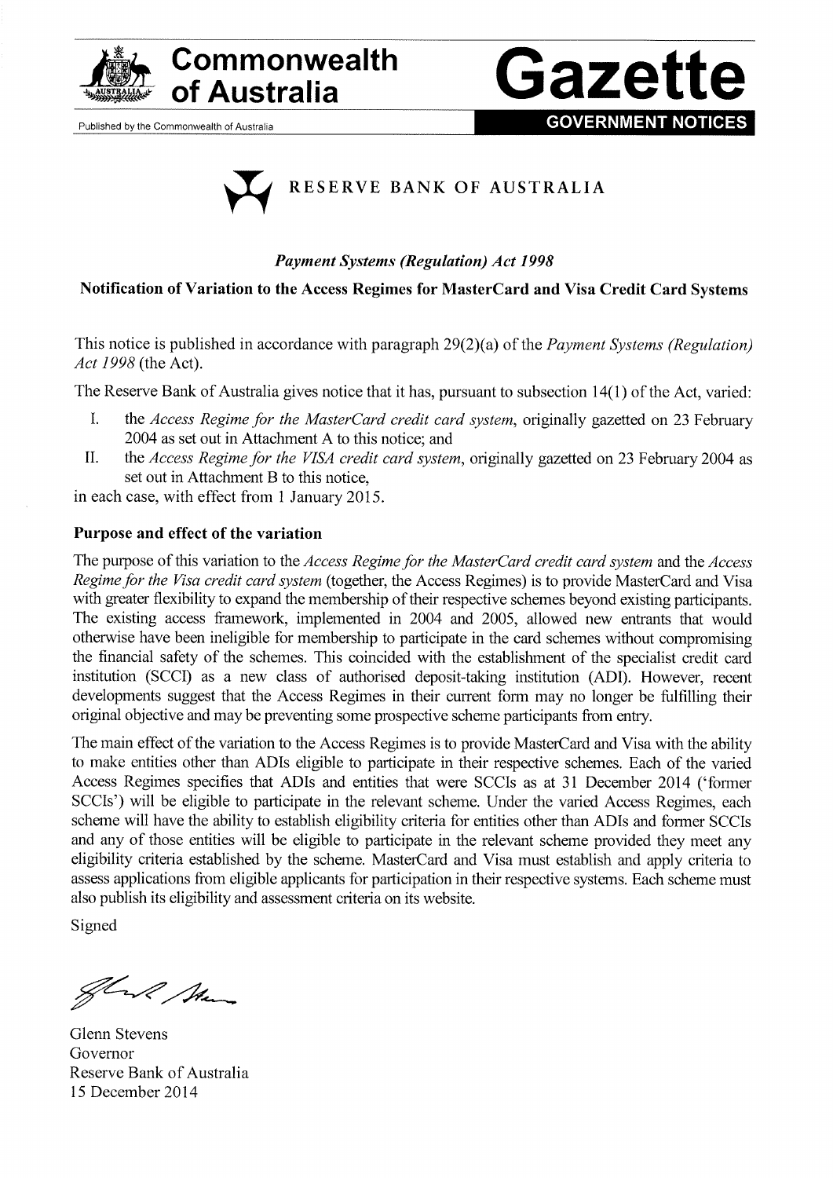# Commonwealth of Australia Gazette

Published by the Commonwealth of Australia

**GOVERNMENT NOTICES**

RESERVE BANK OF AUSTRALIA

*Payment Systems (Regulation) Act 1998*

## Notification of Variation to the Access Regimes for MasterCard and Visa Credit Card Systems

This notice is published in accordance with paragraph 29(2)(a) of the *Payment Systems (Regulation) Act 1998* (the Act).

The Reserve Bank of Australia gives notice that it has, pursuant to subsection 14(1) of the Act, varied:

I. the *Access Regime for the MasterCard credit card system*, originally gazetted on 23 February 2004 as set out in Attachment A to this notice; and

II. the *Access Regime for the VISA credit card system*, originally gazetted on 23 February 2004 as set out in Attachment B to this notice,

in each case, with effect from 1 January 2015.

### Purpose and effect of the variation

The purpose of this variation to the *Access Regime for the MasterCard credit card system* and the *Access Regime for the Visa credit card system* (together, the Access Regimes) is to provide MasterCard and Visa with greater flexibility to expand the membership of their respective schemes beyond existing participants. The existing access framework, implemented in 2004 and 2005, allowed new entrants that would otherwise have been ineligible for membership to participate in the card schemes without compromising the financial safety of the schemes. This coincided with the establishment of the specialist credit card institution (SCCI) as a new class of authorised deposit-taking institution (ADI). However, recent developments suggest that the Access Regimes in their current form may no longer be fulfilling their original objective and may be preventing some prospective scheme participants from entry.

The main effect of the variation to the Access Regimes is to provide MasterCard and Visa with the ability to make entities other than ADIs eligible to participate in their respective schemes. Each of the varied Access Regimes specifies that ADIs and entities that were SCCIs as at 31 December 2014 ('former SCCIs') will be eligible to participate in the relevant scheme. Under the varied Access Regimes, each scheme will have the ability to establish eligibility criteria for entities other than ADIs and former SCCIs and any of those entities will be eligible to participate in the relevant scheme provided they meet any eligibility criteria established by the scheme. MasterCard and Visa must establish and apply criteria to assess applications from eligible applicants for participation in their respective systems. Each scheme must also publish its eligibility and assessment criteria on its website.

Signed

Glenn Stevens  
Governor  
Reserve Bank of Australia  
15 December 2014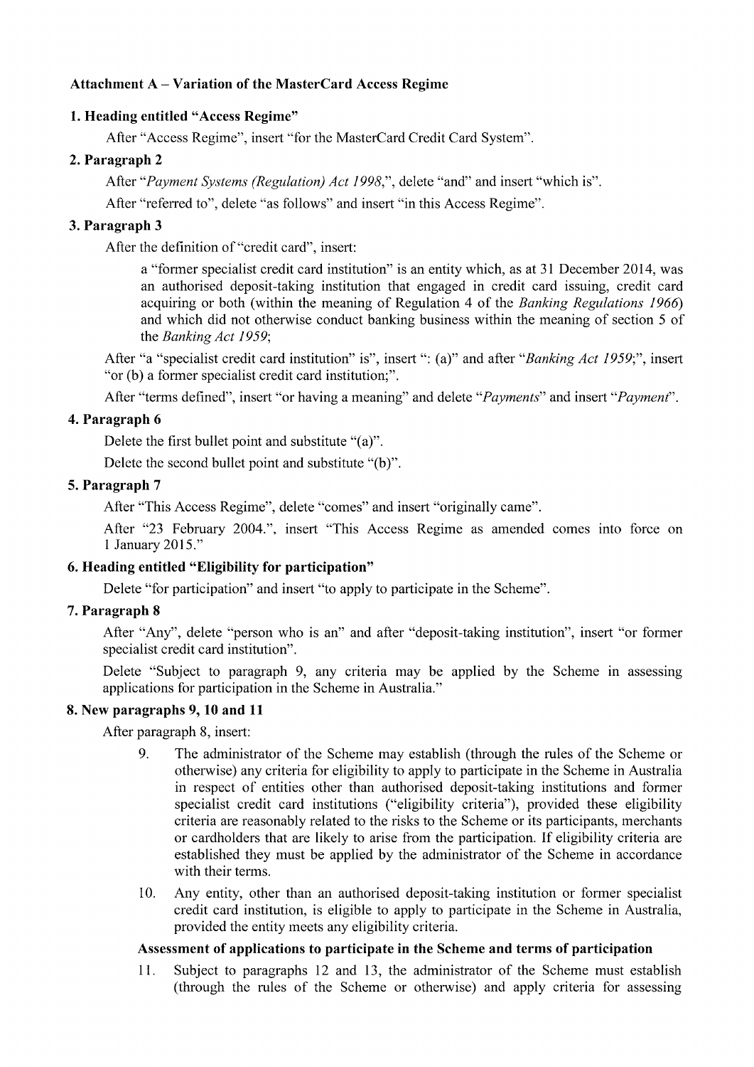### Attachment A – Variation of the MasterCard Access Regime

#### 1. Heading entitled "Access Regime"

After "Access Regime", insert "for the MasterCard Credit Card System".

#### 2. Paragraph 2

After "*Payment Systems (Regulation) Act 1998*,", delete "and" and insert "which is".

After "referred to", delete "as follows" and insert "in this Access Regime".

#### 3. Paragraph 3

After the definition of "credit card", insert:

> a "former specialist credit card institution" is an entity which, as at 31 December 2014, was an authorised deposit-taking institution that engaged in credit card issuing, credit card acquiring or both (within the meaning of Regulation 4 of the *Banking Regulations 1966*) and which did not otherwise conduct banking business within the meaning of section 5 of the *Banking Act 1959*;

After "a "specialist credit card institution" is", insert ": (a)" and after "*Banking Act 1959*;", insert "or (b) a former specialist credit card institution;".

After "terms defined", insert "or having a meaning" and delete "*Payments*" and insert "*Payment*".

#### 4. Paragraph 6

Delete the first bullet point and substitute "(a)".

Delete the second bullet point and substitute "(b)".

#### 5. Paragraph 7

After "This Access Regime", delete "comes" and insert "originally came".

After "23 February 2004.", insert "This Access Regime as amended comes into force on 1 January 2015."

#### 6. Heading entitled "Eligibility for participation"

Delete "for participation" and insert "to apply to participate in the Scheme".

#### 7. Paragraph 8

After "Any", delete "person who is an" and after "deposit-taking institution", insert "or former specialist credit card institution".

Delete "Subject to paragraph 9, any criteria may be applied by the Scheme in assessing applications for participation in the Scheme in Australia."

#### 8. New paragraphs 9, 10 and 11

After paragraph 8, insert:

> 9. The administrator of the Scheme may establish (through the rules of the Scheme or otherwise) any criteria for eligibility to apply to participate in the Scheme in Australia in respect of entities other than authorised deposit-taking institutions and former specialist credit card institutions ("eligibility criteria"), provided these eligibility criteria are reasonably related to the risks to the Scheme or its participants, merchants or cardholders that are likely to arise from the participation. If eligibility criteria are established they must be applied by the administrator of the Scheme in accordance with their terms.
>
> 10. Any entity, other than an authorised deposit-taking institution or former specialist credit card institution, is eligible to apply to participate in the Scheme in Australia, provided the entity meets any eligibility criteria.
>
> **Assessment of applications to participate in the Scheme and terms of participation**
>
> 11. Subject to paragraphs 12 and 13, the administrator of the Scheme must establish (through the rules of the Scheme or otherwise) and apply criteria for assessing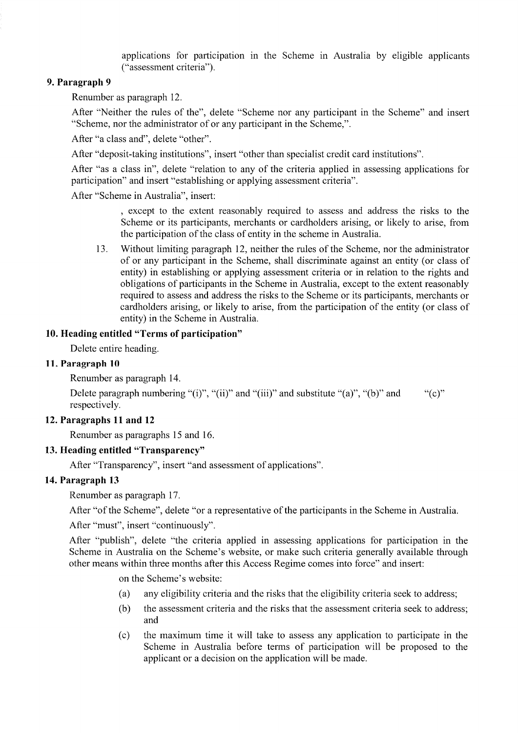applications for participation in the Scheme in Australia by eligible applicants ("assessment criteria").

**9. Paragraph 9**

Renumber as paragraph 12.

After "Neither the rules of the", delete "Scheme nor any participant in the Scheme" and insert "Scheme, nor the administrator of or any participant in the Scheme,".

After "a class and", delete "other".

After "deposit-taking institutions", insert "other than specialist credit card institutions".

After "as a class in", delete "relation to any of the criteria applied in assessing applications for participation" and insert "establishing or applying assessment criteria".

After "Scheme in Australia", insert:

> , except to the extent reasonably required to assess and address the risks to the Scheme or its participants, merchants or cardholders arising, or likely to arise, from the participation of the class of entity in the scheme in Australia.
>
> 13. Without limiting paragraph 12, neither the rules of the Scheme, nor the administrator of or any participant in the Scheme, shall discriminate against an entity (or class of entity) in establishing or applying assessment criteria or in relation to the rights and obligations of participants in the Scheme in Australia, except to the extent reasonably required to assess and address the risks to the Scheme or its participants, merchants or cardholders arising, or likely to arise, from the participation of the entity (or class of entity) in the Scheme in Australia.

**10. Heading entitled "Terms of participation"**

Delete entire heading.

**11. Paragraph 10**

Renumber as paragraph 14.

Delete paragraph numbering "(i)", "(ii)" and "(iii)" and substitute "(a)", "(b)" and "(c)" respectively.

**12. Paragraphs 11 and 12**

Renumber as paragraphs 15 and 16.

**13. Heading entitled "Transparency"**

After "Transparency", insert "and assessment of applications".

**14. Paragraph 13**

Renumber as paragraph 17.

After "of the Scheme", delete "or a representative of the participants in the Scheme in Australia.

After "must", insert "continuously".

After "publish", delete "the criteria applied in assessing applications for participation in the Scheme in Australia on the Scheme's website, or make such criteria generally available through other means within three months after this Access Regime comes into force" and insert:

> on the Scheme's website:
>
> (a) any eligibility criteria and the risks that the eligibility criteria seek to address;
>
> (b) the assessment criteria and the risks that the assessment criteria seek to address; and
>
> (c) the maximum time it will take to assess any application to participate in the Scheme in Australia before terms of participation will be proposed to the applicant or a decision on the application will be made.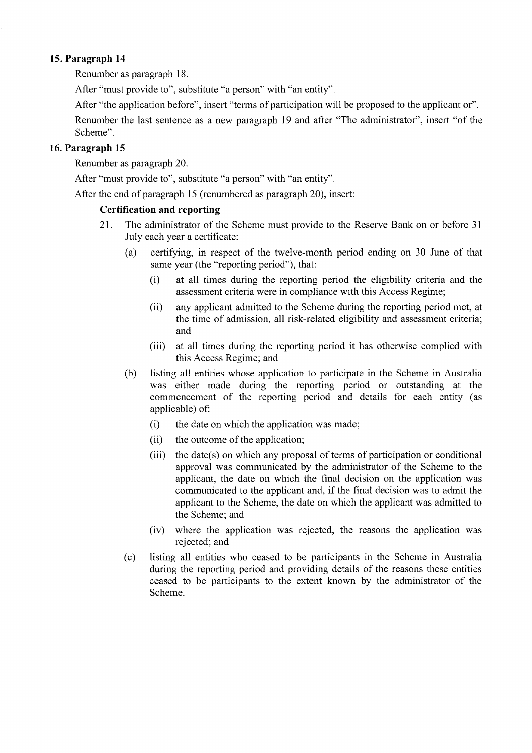### 15. Paragraph 14

Renumber as paragraph 18.

After "must provide to", substitute "a person" with "an entity".

After "the application before", insert "terms of participation will be proposed to the applicant or".

Renumber the last sentence as a new paragraph 19 and after "The administrator", insert "of the Scheme".

### 16. Paragraph 15

Renumber as paragraph 20.

After "must provide to", substitute "a person" with "an entity".

After the end of paragraph 15 (renumbered as paragraph 20), insert:

**Certification and reporting**

21. The administrator of the Scheme must provide to the Reserve Bank on or before 31 July each year a certificate:
    - (a) certifying, in respect of the twelve-month period ending on 30 June of that same year (the "reporting period"), that:
        - (i) at all times during the reporting period the eligibility criteria and the assessment criteria were in compliance with this Access Regime;
        - (ii) any applicant admitted to the Scheme during the reporting period met, at the time of admission, all risk-related eligibility and assessment criteria; and
        - (iii) at all times during the reporting period it has otherwise complied with this Access Regime; and
    - (b) listing all entities whose application to participate in the Scheme in Australia was either made during the reporting period or outstanding at the commencement of the reporting period and details for each entity (as applicable) of:
        - (i) the date on which the application was made;
        - (ii) the outcome of the application;
        - (iii) the date(s) on which any proposal of terms of participation or conditional approval was communicated by the administrator of the Scheme to the applicant, the date on which the final decision on the application was communicated to the applicant and, if the final decision was to admit the applicant to the Scheme, the date on which the applicant was admitted to the Scheme; and
        - (iv) where the application was rejected, the reasons the application was rejected; and
    - (c) listing all entities who ceased to be participants in the Scheme in Australia during the reporting period and providing details of the reasons these entities ceased to be participants to the extent known by the administrator of the Scheme.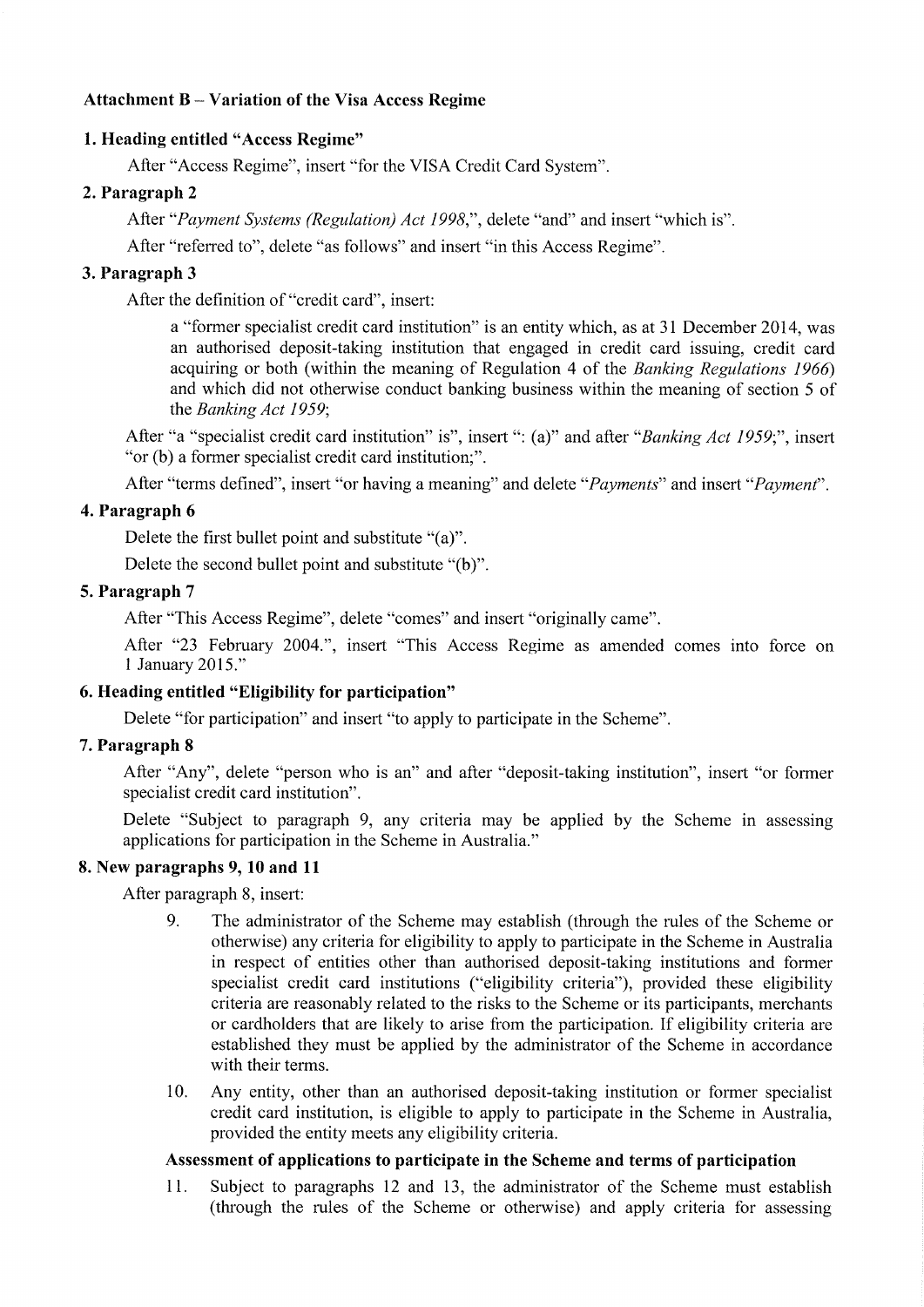**Attachment B – Variation of the Visa Access Regime**

**1. Heading entitled "Access Regime"**

After "Access Regime", insert "for the VISA Credit Card System".

**2. Paragraph 2**

After "*Payment Systems (Regulation) Act 1998*,", delete "and" and insert "which is".

After "referred to", delete "as follows" and insert "in this Access Regime".

**3. Paragraph 3**

After the definition of "credit card", insert:

> a "former specialist credit card institution" is an entity which, as at 31 December 2014, was an authorised deposit-taking institution that engaged in credit card issuing, credit card acquiring or both (within the meaning of Regulation 4 of the *Banking Regulations 1966*) and which did not otherwise conduct banking business within the meaning of section 5 of the *Banking Act 1959*;

After "a "specialist credit card institution" is", insert ": (a)" and after "*Banking Act 1959*;", insert "or (b) a former specialist credit card institution;".

After "terms defined", insert "or having a meaning" and delete "*Payments*" and insert "*Payment*".

**4. Paragraph 6**

Delete the first bullet point and substitute "(a)".

Delete the second bullet point and substitute "(b)".

**5. Paragraph 7**

After "This Access Regime", delete "comes" and insert "originally came".

After "23 February 2004.", insert "This Access Regime as amended comes into force on 1 January 2015."

**6. Heading entitled "Eligibility for participation"**

Delete "for participation" and insert "to apply to participate in the Scheme".

**7. Paragraph 8**

After "Any", delete "person who is an" and after "deposit-taking institution", insert "or former specialist credit card institution".

Delete "Subject to paragraph 9, any criteria may be applied by the Scheme in assessing applications for participation in the Scheme in Australia."

**8. New paragraphs 9, 10 and 11**

After paragraph 8, insert:

> 9. The administrator of the Scheme may establish (through the rules of the Scheme or otherwise) any criteria for eligibility to apply to participate in the Scheme in Australia in respect of entities other than authorised deposit-taking institutions and former specialist credit card institutions ("eligibility criteria"), provided these eligibility criteria are reasonably related to the risks to the Scheme or its participants, merchants or cardholders that are likely to arise from the participation. If eligibility criteria are established they must be applied by the administrator of the Scheme in accordance with their terms.
>
> 10. Any entity, other than an authorised deposit-taking institution or former specialist credit card institution, is eligible to apply to participate in the Scheme in Australia, provided the entity meets any eligibility criteria.
>
> **Assessment of applications to participate in the Scheme and terms of participation**
>
> 11. Subject to paragraphs 12 and 13, the administrator of the Scheme must establish (through the rules of the Scheme or otherwise) and apply criteria for assessing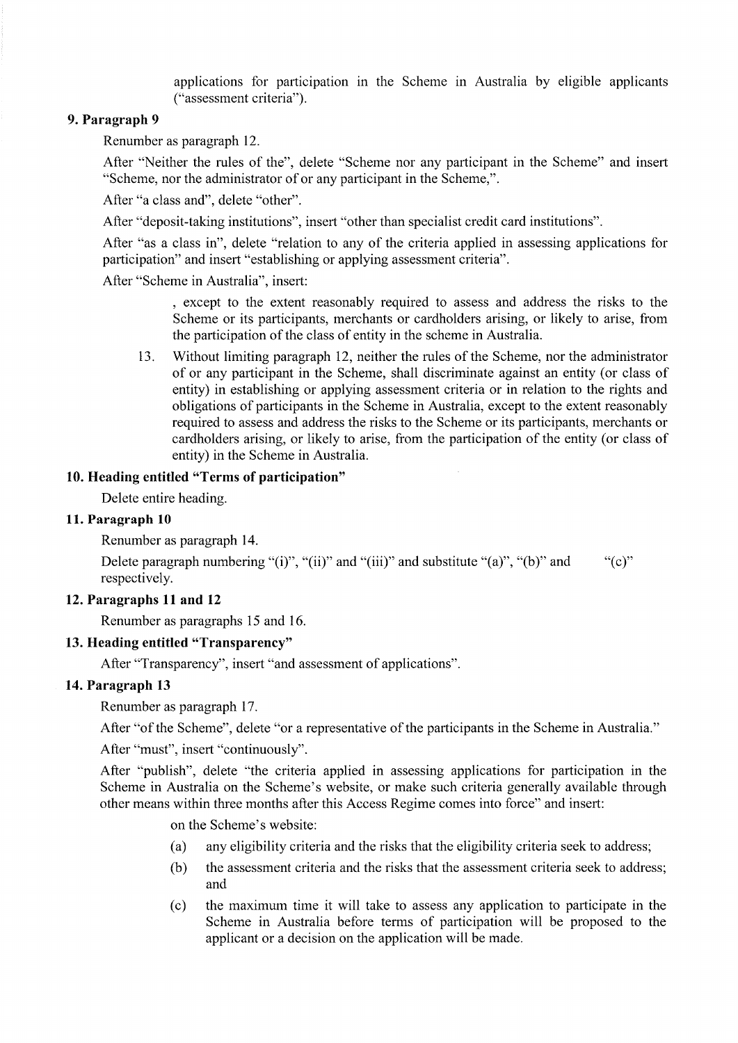applications for participation in the Scheme in Australia by eligible applicants ("assessment criteria").

**9. Paragraph 9**

Renumber as paragraph 12.

After "Neither the rules of the", delete "Scheme nor any participant in the Scheme" and insert "Scheme, nor the administrator of or any participant in the Scheme,".

After "a class and", delete "other".

After "deposit-taking institutions", insert "other than specialist credit card institutions".

After "as a class in", delete "relation to any of the criteria applied in assessing applications for participation" and insert "establishing or applying assessment criteria".

After "Scheme in Australia", insert:

> , except to the extent reasonably required to assess and address the risks to the Scheme or its participants, merchants or cardholders arising, or likely to arise, from the participation of the class of entity in the scheme in Australia.
>
> 13. Without limiting paragraph 12, neither the rules of the Scheme, nor the administrator of or any participant in the Scheme, shall discriminate against an entity (or class of entity) in establishing or applying assessment criteria or in relation to the rights and obligations of participants in the Scheme in Australia, except to the extent reasonably required to assess and address the risks to the Scheme or its participants, merchants or cardholders arising, or likely to arise, from the participation of the entity (or class of entity) in the Scheme in Australia.

**10. Heading entitled "Terms of participation"**

Delete entire heading.

**11. Paragraph 10**

Renumber as paragraph 14.

Delete paragraph numbering "(i)", "(ii)" and "(iii)" and substitute "(a)", "(b)" and "(c)" respectively.

**12. Paragraphs 11 and 12**

Renumber as paragraphs 15 and 16.

**13. Heading entitled "Transparency"**

After "Transparency", insert "and assessment of applications".

**14. Paragraph 13**

Renumber as paragraph 17.

After "of the Scheme", delete "or a representative of the participants in the Scheme in Australia."

After "must", insert "continuously".

After "publish", delete "the criteria applied in assessing applications for participation in the Scheme in Australia on the Scheme's website, or make such criteria generally available through other means within three months after this Access Regime comes into force" and insert:

> on the Scheme's website:
>
> (a) any eligibility criteria and the risks that the eligibility criteria seek to address;
>
> (b) the assessment criteria and the risks that the assessment criteria seek to address; and
>
> (c) the maximum time it will take to assess any application to participate in the Scheme in Australia before terms of participation will be proposed to the applicant or a decision on the application will be made.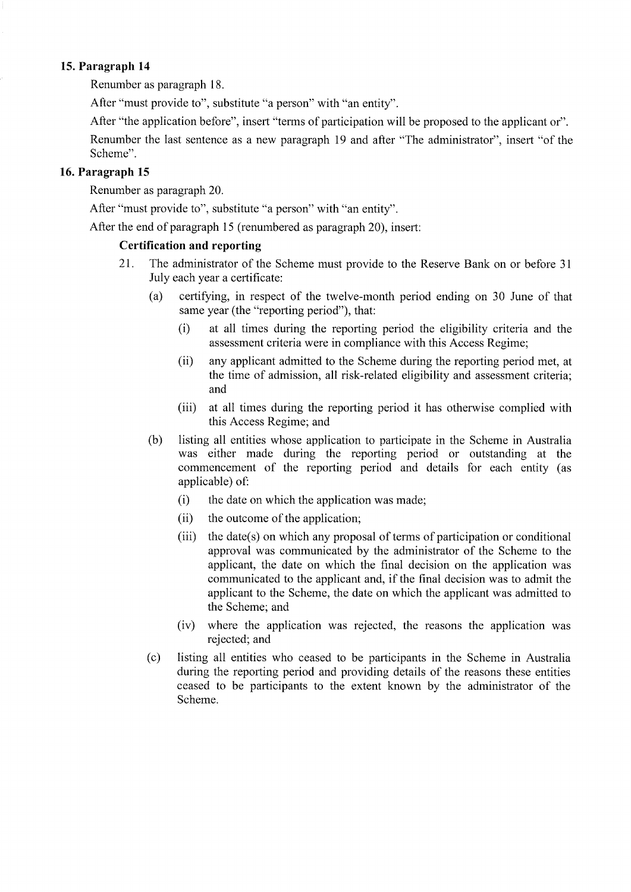### 15. Paragraph 14

Renumber as paragraph 18.

After "must provide to", substitute "a person" with "an entity".

After "the application before", insert "terms of participation will be proposed to the applicant or".

Renumber the last sentence as a new paragraph 19 and after "The administrator", insert "of the Scheme".

### 16. Paragraph 15

Renumber as paragraph 20.

After "must provide to", substitute "a person" with "an entity".

After the end of paragraph 15 (renumbered as paragraph 20), insert:

**Certification and reporting**

21. The administrator of the Scheme must provide to the Reserve Bank on or before 31 July each year a certificate:
    - (a) certifying, in respect of the twelve-month period ending on 30 June of that same year (the "reporting period"), that:
        - (i) at all times during the reporting period the eligibility criteria and the assessment criteria were in compliance with this Access Regime;
        - (ii) any applicant admitted to the Scheme during the reporting period met, at the time of admission, all risk-related eligibility and assessment criteria; and
        - (iii) at all times during the reporting period it has otherwise complied with this Access Regime; and
    - (b) listing all entities whose application to participate in the Scheme in Australia was either made during the reporting period or outstanding at the commencement of the reporting period and details for each entity (as applicable) of:
        - (i) the date on which the application was made;
        - (ii) the outcome of the application;
        - (iii) the date(s) on which any proposal of terms of participation or conditional approval was communicated by the administrator of the Scheme to the applicant, the date on which the final decision on the application was communicated to the applicant and, if the final decision was to admit the applicant to the Scheme, the date on which the applicant was admitted to the Scheme; and
        - (iv) where the application was rejected, the reasons the application was rejected; and
    - (c) listing all entities who ceased to be participants in the Scheme in Australia during the reporting period and providing details of the reasons these entities ceased to be participants to the extent known by the administrator of the Scheme.